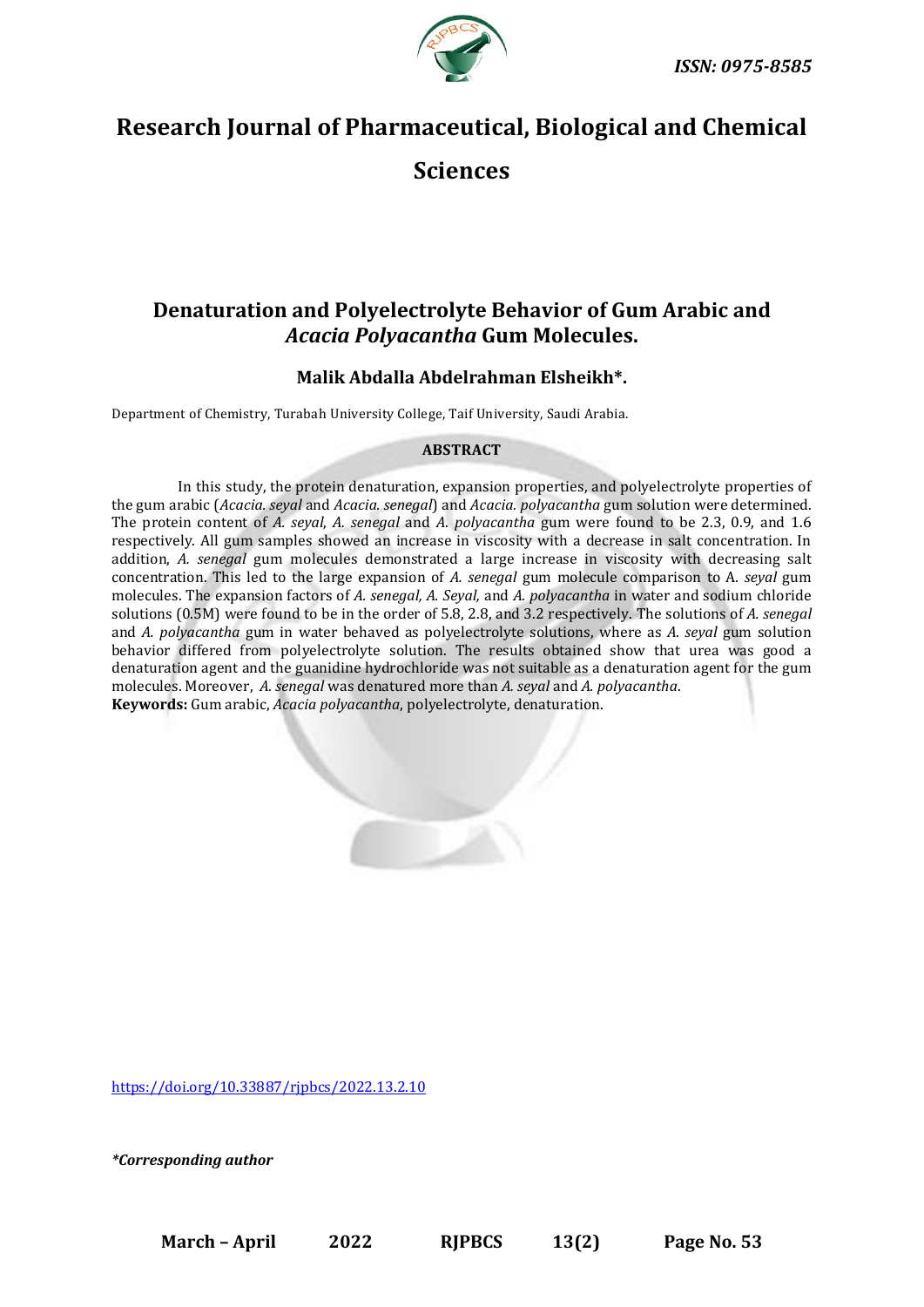# Research Journal of Pharmaceutical, Biological and Chemical Sciences

## Denaturation and Polyelectrolyte Behavior of Gum Arabic and *Acacia Polyacantha* Gum Molecules.

**Malik Abdalla Abdelrahman Elsheikh\*.**

Department of Chemistry, Turabah University College, Taif University, Saudi Arabia.

**ABSTRACT**

In this study, the protein denaturation, expansion properties, and polyelectrolyte properties of the gum arabic (*Acacia. seyal* and *Acacia. senegal*) and *Acacia. polyacantha* gum solution were determined. The protein content of *A. seyal*, *A. senegal* and *A. polyacantha* gum were found to be 2.3, 0.9, and 1.6 respectively. All gum samples showed an increase in viscosity with a decrease in salt concentration. In addition, *A. senegal* gum molecules demonstrated a large increase in viscosity with decreasing salt concentration. This led to the large expansion of *A. senegal* gum molecule comparison to A. *seyal* gum molecules. The expansion factors of *A. senegal, A. Seyal,* and *A. polyacantha* in water and sodium chloride solutions (0.5M) were found to be in the order of 5.8, 2.8, and 3.2 respectively. The solutions of *A. senegal* and *A. polyacantha* gum in water behaved as polyelectrolyte solutions, where as *A. seyal* gum solution behavior differed from polyelectrolyte solution. The results obtained show that urea was good a denaturation agent and the guanidine hydrochloride was not suitable as a denaturation agent for the gum molecules. Moreover, *A. senegal* was denatured more than *A. seyal* and *A. polyacantha*.

**Keywords:** Gum arabic, *Acacia polyacantha*, polyelectrolyte, denaturation.

https://doi.org/10.33887/rjpbcs/2022.13.2.10

*\*Corresponding author*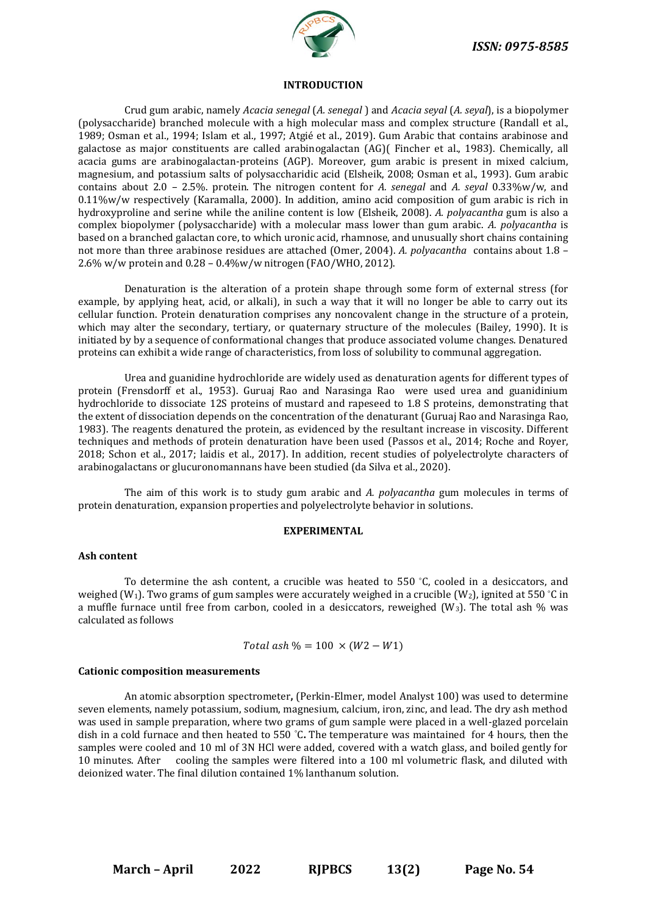## INTRODUCTION

Crud gum arabic, namely *Acacia senegal* (*A. senegal* ) and *Acacia seyal* (*A. seyal*), is a biopolymer (polysaccharide) branched molecule with a high molecular mass and complex structure (Randall et al., 1989; Osman et al., 1994; Islam et al., 1997; Atgié et al., 2019). Gum Arabic that contains arabinose and galactose as major constituents are called arabinogalactan (AG)( Fincher et al., 1983). Chemically, all acacia gums are arabinogalactan-proteins (AGP). Moreover, gum arabic is present in mixed calcium, magnesium, and potassium salts of polysaccharidic acid (Elsheik, 2008; Osman et al., 1993). Gum arabic contains about 2.0 – 2.5%. protein. The nitrogen content for *A. senegal* and *A. seyal* 0.33%w/w, and 0.11%w/w respectively (Karamalla, 2000). In addition, amino acid composition of gum arabic is rich in hydroxyproline and serine while the aniline content is low (Elsheik, 2008). *A. polyacantha* gum is also a complex biopolymer (polysaccharide) with a molecular mass lower than gum arabic. *A. polyacantha* is based on a branched galactan core, to which uronic acid, rhamnose, and unusually short chains containing not more than three arabinose residues are attached (Omer, 2004). *A. polyacantha* contains about 1.8 – 2.6% w/w protein and 0.28 – 0.4%w/w nitrogen (FAO/WHO, 2012).

Denaturation is the alteration of a protein shape through some form of external stress (for example, by applying heat, acid, or alkali), in such a way that it will no longer be able to carry out its cellular function. Protein denaturation comprises any noncovalent change in the structure of a protein, which may alter the secondary, tertiary, or quaternary structure of the molecules (Bailey, 1990). It is initiated by by a sequence of conformational changes that produce associated volume changes. Denatured proteins can exhibit a wide range of characteristics, from loss of solubility to communal aggregation.

Urea and guanidine hydrochloride are widely used as denaturation agents for different types of protein (Frensdorff et al., 1953). Guruaj Rao and Narasinga Rao were used urea and guanidinium hydrochloride to dissociate 12S proteins of mustard and rapeseed to 1.8 S proteins, demonstrating that the extent of dissociation depends on the concentration of the denaturant (Guruaj Rao and Narasinga Rao, 1983). The reagents denatured the protein, as evidenced by the resultant increase in viscosity. Different techniques and methods of protein denaturation have been used (Passos et al., 2014; Roche and Royer, 2018; Schon et al., 2017; laidis et al., 2017). In addition, recent studies of polyelectrolyte characters of arabinogalactans or glucuronomannans have been studied (da Silva et al., 2020).

The aim of this work is to study gum arabic and *A. polyacantha* gum molecules in terms of protein denaturation, expansion properties and polyelectrolyte behavior in solutions.

## EXPERIMENTAL

### Ash content

To determine the ash content, a crucible was heated to 550 °C, cooled in a desiccators, and weighed ($W_1$). Two grams of gum samples were accurately weighed in a crucible ($W_2$), ignited at 550 °C in a muffle furnace until free from carbon, cooled in a desiccators, reweighed ($W_3$). The total ash % was calculated as follows

$$Total\ ash\ \% = 100\ \times (W2 - W1)$$

### Cationic composition measurements

An atomic absorption spectrometer**,** (Perkin-Elmer, model Analyst 100) was used to determine seven elements, namely potassium, sodium, magnesium, calcium, iron, zinc, and lead. The dry ash method was used in sample preparation, where two grams of gum sample were placed in a well-glazed porcelain dish in a cold furnace and then heated to 550 °C**.** The temperature was maintained for 4 hours, then the samples were cooled and 10 ml of 3N HCl were added, covered with a watch glass, and boiled gently for 10 minutes. After cooling the samples were filtered into a 100 ml volumetric flask, and diluted with deionized water. The final dilution contained 1% lanthanum solution.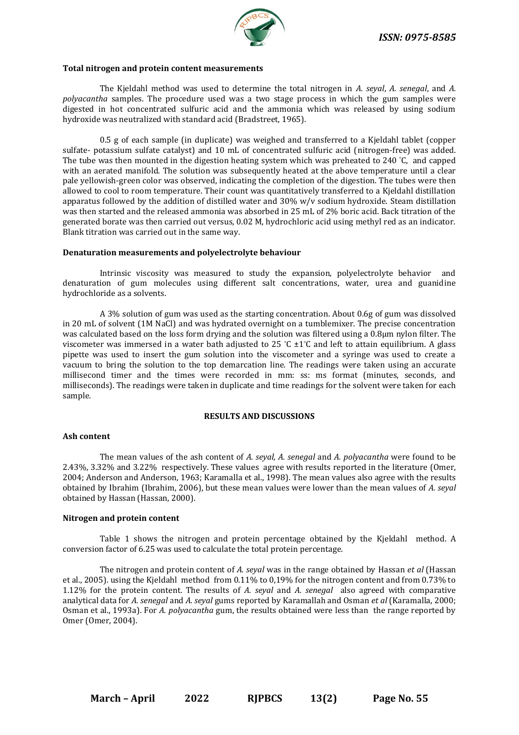**Total nitrogen and protein content measurements**

The Kjeldahl method was used to determine the total nitrogen in *A. seyal*, *A. senegal*, and *A. polyacantha* samples. The procedure used was a two stage process in which the gum samples were digested in hot concentrated sulfuric acid and the ammonia which was released by using sodium hydroxide was neutralized with standard acid (Bradstreet, 1965).

0.5 g of each sample (in duplicate) was weighed and transferred to a Kjeldahl tablet (copper sulfate- potassium sulfate catalyst) and 10 mL of concentrated sulfuric acid (nitrogen-free) was added. The tube was then mounted in the digestion heating system which was preheated to 240 °C, and capped with an aerated manifold. The solution was subsequently heated at the above temperature until a clear pale yellowish-green color was observed, indicating the completion of the digestion. The tubes were then allowed to cool to room temperature. Their count was quantitatively transferred to a Kjeldahl distillation apparatus followed by the addition of distilled water and 30% w/v sodium hydroxide. Steam distillation was then started and the released ammonia was absorbed in 25 mL of 2% boric acid. Back titration of the generated borate was then carried out versus, 0.02 M, hydrochloric acid using methyl red as an indicator. Blank titration was carried out in the same way.

**Denaturation measurements and polyelectrolyte behaviour**

Intrinsic viscosity was measured to study the expansion, polyelectrolyte behavior and denaturation of gum molecules using different salt concentrations, water, urea and guanidine hydrochloride as a solvents.

A 3% solution of gum was used as the starting concentration. About 0.6g of gum was dissolved in 20 mL of solvent (1M NaCl) and was hydrated overnight on a tumblemixer. The precise concentration was calculated based on the loss form drying and the solution was filtered using a 0.8μm nylon filter. The viscometer was immersed in a water bath adjusted to 25 °C ±1°C and left to attain equilibrium. A glass pipette was used to insert the gum solution into the viscometer and a syringe was used to create a vacuum to bring the solution to the top demarcation line. The readings were taken using an accurate millisecond timer and the times were recorded in mm: ss: ms format (minutes, seconds, and milliseconds). The readings were taken in duplicate and time readings for the solvent were taken for each sample.

## RESULTS AND DISCUSSIONS

**Ash content**

The mean values of the ash content of *A. seyal*, *A. senegal* and *A. polyacantha* were found to be 2.43%, 3.32% and 3.22% respectively. These values agree with results reported in the literature (Omer, 2004; Anderson and Anderson, 1963; Karamalla et al., 1998). The mean values also agree with the results obtained by Ibrahim (Ibrahim, 2006), but these mean values were lower than the mean values of *A. seyal* obtained by Hassan (Hassan, 2000).

**Nitrogen and protein content**

Table 1 shows the nitrogen and protein percentage obtained by the Kjeldahl method. A conversion factor of 6.25 was used to calculate the total protein percentage.

The nitrogen and protein content of *A. seyal* was in the range obtained by Hassan *et al* (Hassan et al., 2005). using the Kjeldahl method from 0.11% to 0,19% for the nitrogen content and from 0.73% to 1.12% for the protein content. The results of *A. seyal* and *A. senegal* also agreed with comparative analytical data for *A. senegal* and *A. seyal* gums reported by Karamallah and Osman *et al* (Karamalla, 2000; Osman et al., 1993a). For *A. polyacantha* gum, the results obtained were less than the range reported by Omer (Omer, 2004).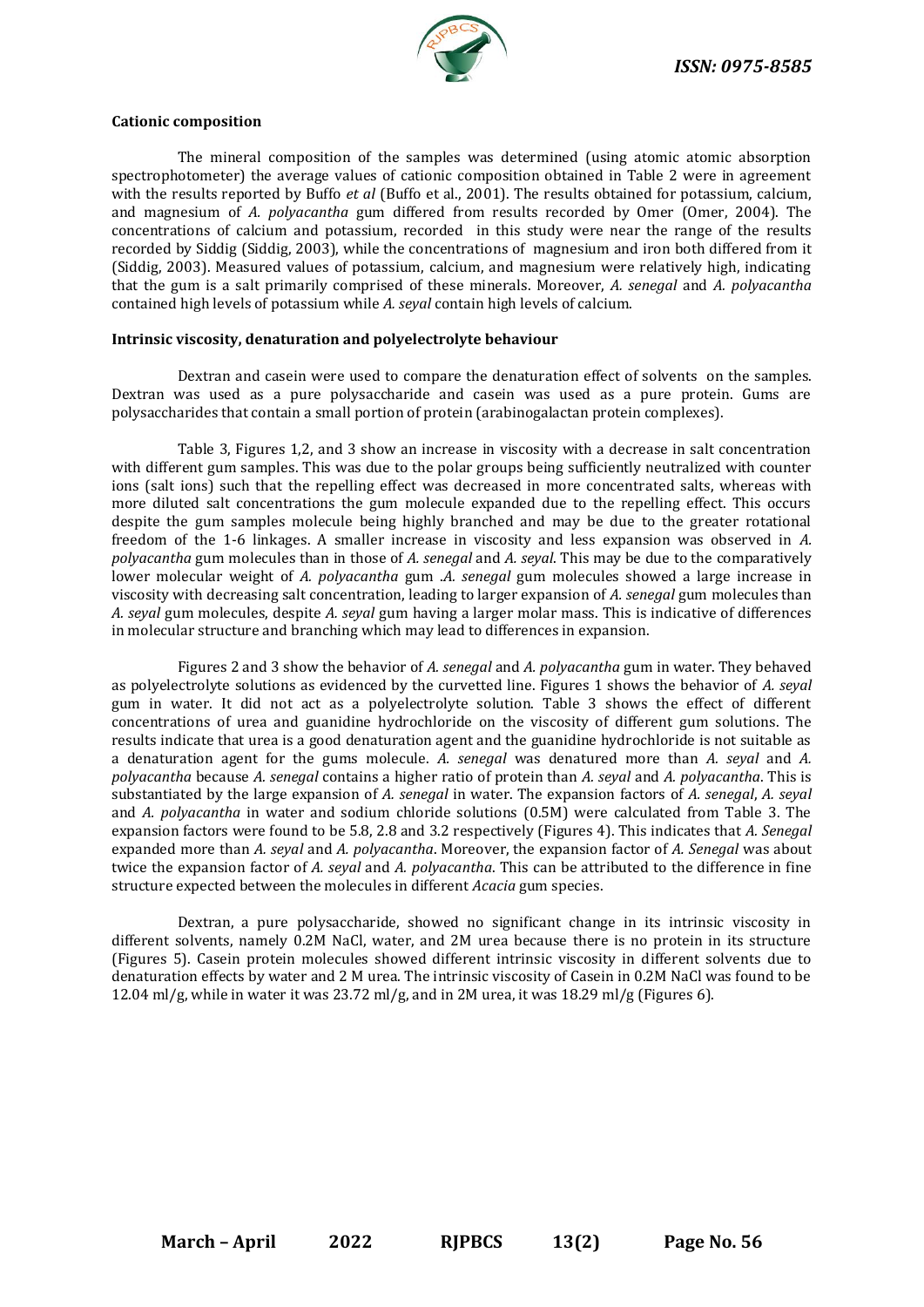**Cationic composition**

The mineral composition of the samples was determined (using atomic atomic absorption spectrophotometer) the average values of cationic composition obtained in Table 2 were in agreement with the results reported by Buffo *et al* (Buffo et al., 2001). The results obtained for potassium, calcium, and magnesium of *A. polyacantha* gum differed from results recorded by Omer (Omer, 2004). The concentrations of calcium and potassium, recorded in this study were near the range of the results recorded by Siddig (Siddig, 2003), while the concentrations of magnesium and iron both differed from it (Siddig, 2003). Measured values of potassium, calcium, and magnesium were relatively high, indicating that the gum is a salt primarily comprised of these minerals. Moreover, *A. senegal* and *A. polyacantha* contained high levels of potassium while *A. seyal* contain high levels of calcium.

**Intrinsic viscosity, denaturation and polyelectrolyte behaviour**

Dextran and casein were used to compare the denaturation effect of solvents on the samples. Dextran was used as a pure polysaccharide and casein was used as a pure protein. Gums are polysaccharides that contain a small portion of protein (arabinogalactan protein complexes).

Table 3, Figures 1,2, and 3 show an increase in viscosity with a decrease in salt concentration with different gum samples. This was due to the polar groups being sufficiently neutralized with counter ions (salt ions) such that the repelling effect was decreased in more concentrated salts, whereas with more diluted salt concentrations the gum molecule expanded due to the repelling effect. This occurs despite the gum samples molecule being highly branched and may be due to the greater rotational freedom of the 1-6 linkages. A smaller increase in viscosity and less expansion was observed in *A. polyacantha* gum molecules than in those of *A. senegal* and *A. seyal*. This may be due to the comparatively lower molecular weight of *A. polyacantha* gum .*A. senegal* gum molecules showed a large increase in viscosity with decreasing salt concentration, leading to larger expansion of *A. senegal* gum molecules than *A. seyal* gum molecules, despite *A. seyal* gum having a larger molar mass. This is indicative of differences in molecular structure and branching which may lead to differences in expansion.

Figures 2 and 3 show the behavior of *A. senegal* and *A. polyacantha* gum in water. They behaved as polyelectrolyte solutions as evidenced by the curvetted line. Figures 1 shows the behavior of *A. seyal* gum in water. It did not act as a polyelectrolyte solution. Table 3 shows the effect of different concentrations of urea and guanidine hydrochloride on the viscosity of different gum solutions. The results indicate that urea is a good denaturation agent and the guanidine hydrochloride is not suitable as a denaturation agent for the gums molecule. *A. senegal* was denatured more than *A. seyal* and *A. polyacantha* because *A. senegal* contains a higher ratio of protein than *A. seyal* and *A. polyacantha*. This is substantiated by the large expansion of *A. senegal* in water. The expansion factors of *A. senegal*, *A. seyal* and *A. polyacantha* in water and sodium chloride solutions (0.5M) were calculated from Table 3. The expansion factors were found to be 5.8, 2.8 and 3.2 respectively (Figures 4). This indicates that *A. Senegal* expanded more than *A. seyal* and *A. polyacantha*. Moreover, the expansion factor of *A. Senegal* was about twice the expansion factor of *A. seyal* and *A. polyacantha*. This can be attributed to the difference in fine structure expected between the molecules in different *Acacia* gum species.

Dextran, a pure polysaccharide, showed no significant change in its intrinsic viscosity in different solvents, namely 0.2M NaCl, water, and 2M urea because there is no protein in its structure (Figures 5). Casein protein molecules showed different intrinsic viscosity in different solvents due to denaturation effects by water and 2 M urea. The intrinsic viscosity of Casein in 0.2M NaCl was found to be 12.04 ml/g, while in water it was 23.72 ml/g, and in 2M urea, it was 18.29 ml/g (Figures 6).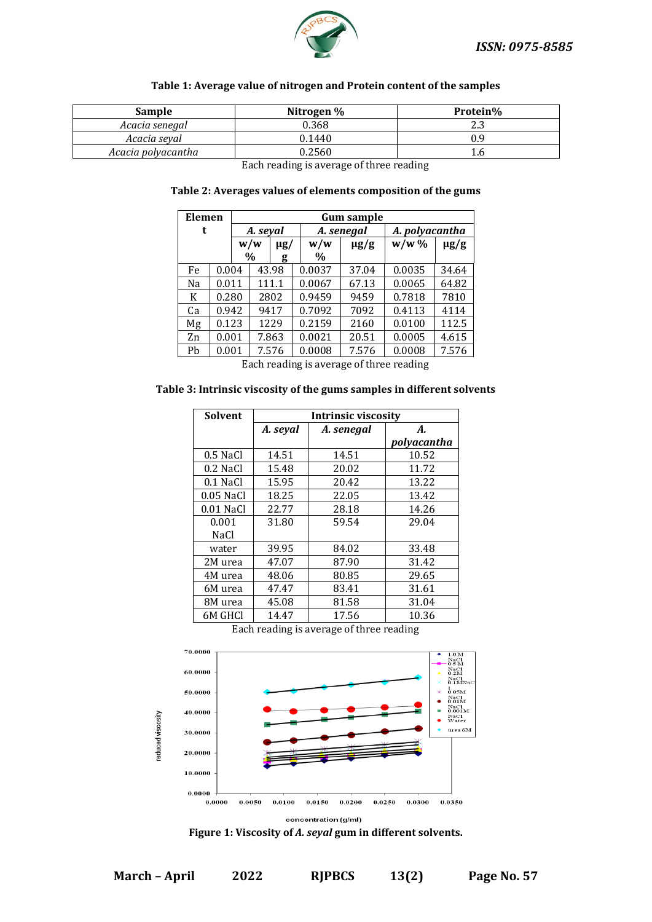**Table 1: Average value of nitrogen and Protein content of the samples**

| Sample | Nitrogen % | Protein% |
|---|---|---|
| *Acacia senegal* | 0.368 | 2.3 |
| *Acacia seyal* | 0.1440 | 0.9 |
| *Acacia polyacantha* | 0.2560 | 1.6 |

Each reading is average of three reading

**Table 2: Averages values of elements composition of the gums**

| Element | Gum sample | | | | | |
|---|---|---|---|---|---|---|
| | *A. seyal* | | *A. senegal* | | *A. polyacantha* | |
| | w/w % | µg/g | w/w % | µg/g | w/w % | µg/g |
| Fe | 0.004 | 43.98 | 0.0037 | 37.04 | 0.0035 | 34.64 |
| Na | 0.011 | 111.1 | 0.0067 | 67.13 | 0.0065 | 64.82 |
| K | 0.280 | 2802 | 0.9459 | 9459 | 0.7818 | 7810 |
| Ca | 0.942 | 9417 | 0.7092 | 7092 | 0.4113 | 4114 |
| Mg | 0.123 | 1229 | 0.2159 | 2160 | 0.0100 | 112.5 |
| Zn | 0.001 | 7.863 | 0.0021 | 20.51 | 0.0005 | 4.615 |
| Pb | 0.001 | 7.576 | 0.0008 | 7.576 | 0.0008 | 7.576 |

Each reading is average of three reading

**Table 3: Intrinsic viscosity of the gums samples in different solvents**

| Solvent | Intrinsic viscosity | | |
|---|---|---|---|
| | *A. seyal* | *A. senegal* | *A. polyacantha* |
| 0.5 NaCl | 14.51 | 14.51 | 10.52 |
| 0.2 NaCl | 15.48 | 20.02 | 11.72 |
| 0.1 NaCl | 15.95 | 20.42 | 13.22 |
| 0.05 NaCl | 18.25 | 22.05 | 13.42 |
| 0.01 NaCl | 22.77 | 28.18 | 14.26 |
| 0.001 NaCl | 31.80 | 59.54 | 29.04 |
| water | 39.95 | 84.02 | 33.48 |
| 2M urea | 47.07 | 87.90 | 31.42 |
| 4M urea | 48.06 | 80.85 | 29.65 |
| 6M urea | 47.47 | 83.41 | 31.61 |
| 8M urea | 45.08 | 81.58 | 31.04 |
| 6M GHCl | 14.47 | 17.56 | 10.36 |

Each reading is average of three reading

**Figure 1: Viscosity of *A. seyal* gum in different solvents.**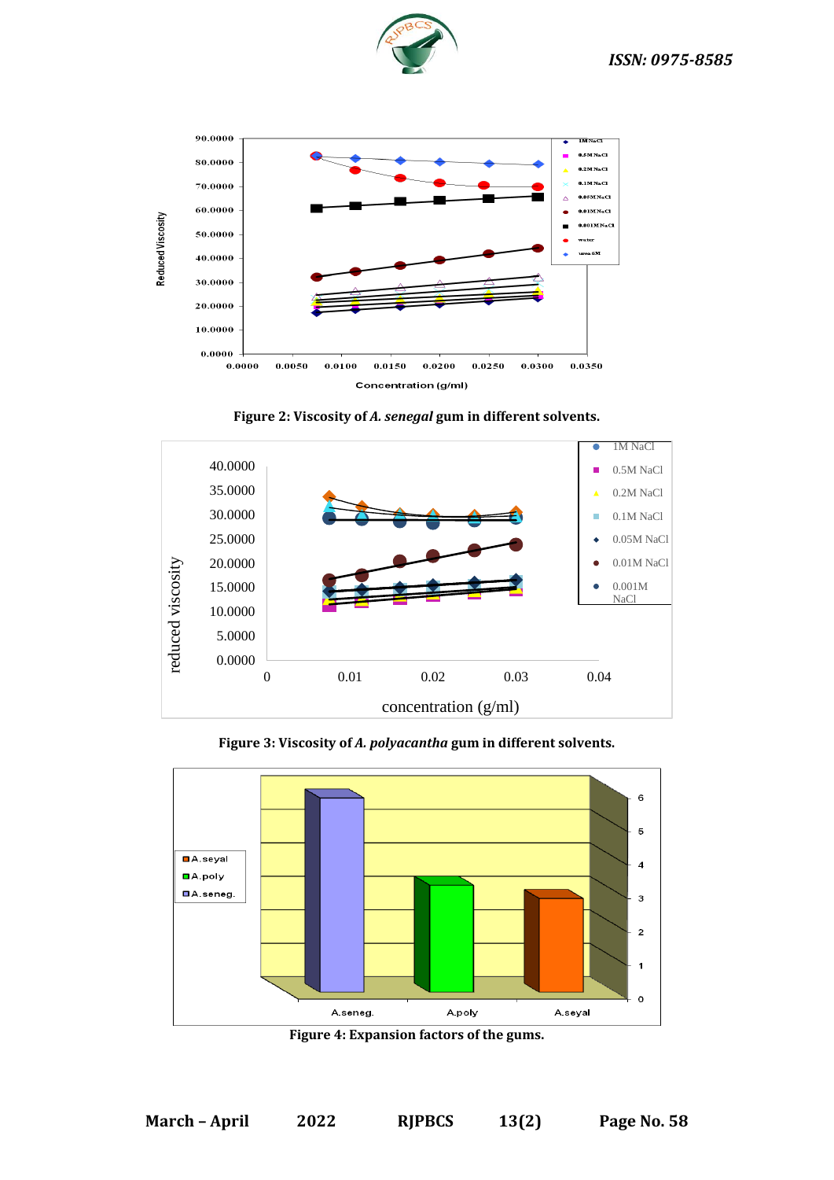**Figure 2: Viscosity of *A. senegal* gum in different solvents.**

**Figure 3: Viscosity of *A. polyacantha* gum in different solvents.**

**Figure 4: Expansion factors of the gums.**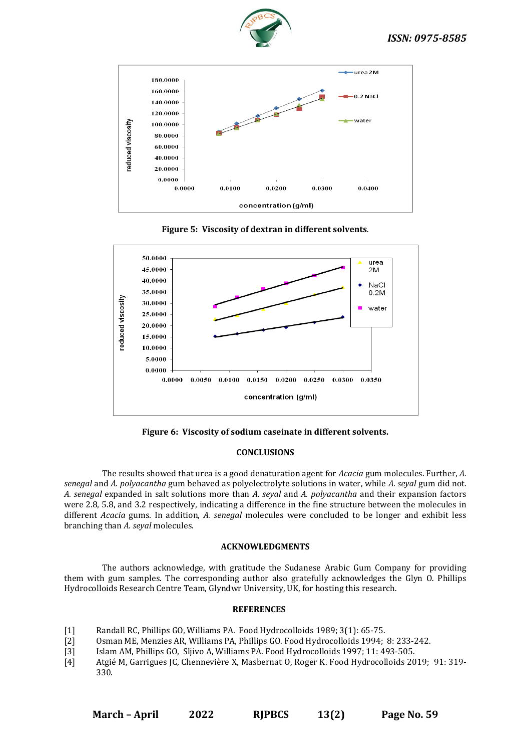Figure 5: Viscosity of dextran in different solvents.

Figure 6: Viscosity of sodium caseinate in different solvents.

## CONCLUSIONS

The results showed that urea is a good denaturation agent for *Acacia* gum molecules. Further, *A. senegal* and *A. polyacantha* gum behaved as polyelectrolyte solutions in water, while *A. seyal* gum did not. *A. senegal* expanded in salt solutions more than *A. seyal* and *A. polyacantha* and their expansion factors were 2.8, 5.8, and 3.2 respectively, indicating a difference in the fine structure between the molecules in different *Acacia* gums. In addition, *A. senegal* molecules were concluded to be longer and exhibit less branching than *A. seyal* molecules.

## ACKNOWLEDGMENTS

The authors acknowledge, with gratitude the Sudanese Arabic Gum Company for providing them with gum samples. The corresponding author also gratefully acknowledges the Glyn O. Phillips Hydrocolloids Research Centre Team, Glyndwr University, UK, for hosting this research.

## REFERENCES

[1] Randall RC, Phillips GO, Williams PA. Food Hydrocolloids 1989; 3(1): 65-75.
[2] Osman ME, Menzies AR, Williams PA, Phillips GO. Food Hydrocolloids 1994; 8: 233-242.
[3] Islam AM, Phillips GO, Sljivo A, Williams PA. Food Hydrocolloids 1997; 11: 493-505.
[4] Atgié M, Garrigues JC, Chennevière X, Masbernat O, Roger K. Food Hydrocolloids 2019; 91: 319-330.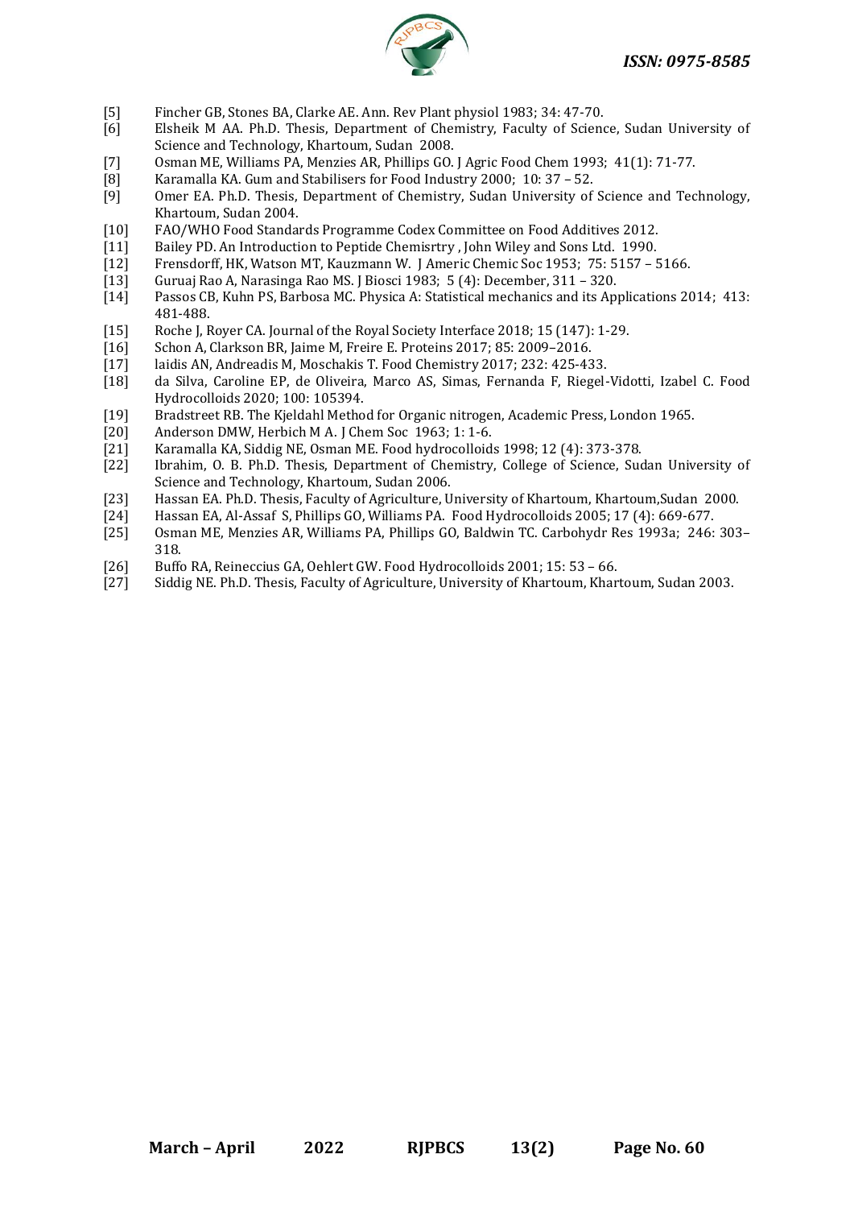[5] Fincher GB, Stones BA, Clarke AE. Ann. Rev Plant physiol 1983; 34: 47-70.

[6] Elsheik M AA. Ph.D. Thesis, Department of Chemistry, Faculty of Science, Sudan University of Science and Technology, Khartoum, Sudan 2008.

[7] Osman ME, Williams PA, Menzies AR, Phillips GO. J Agric Food Chem 1993; 41(1): 71-77.

[8] Karamalla KA. Gum and Stabilisers for Food Industry 2000; 10: 37 – 52.

[9] Omer EA. Ph.D. Thesis, Department of Chemistry, Sudan University of Science and Technology, Khartoum, Sudan 2004.

[10] FAO/WHO Food Standards Programme Codex Committee on Food Additives 2012.

[11] Bailey PD. An Introduction to Peptide Chemisrtry , John Wiley and Sons Ltd. 1990.

[12] Frensdorff, HK, Watson MT, Kauzmann W. J Americ Chemic Soc 1953; 75: 5157 – 5166.

[13] Guruaj Rao A, Narasinga Rao MS. J Biosci 1983; 5 (4): December, 311 – 320.

[14] Passos CB, Kuhn PS, Barbosa MC. Physica A: Statistical mechanics and its Applications 2014; 413: 481-488.

[15] Roche J, Royer CA. Journal of the Royal Society Interface 2018; 15 (147): 1-29.

[16] Schon A, Clarkson BR, Jaime M, Freire E. Proteins 2017; 85: 2009–2016.

[17] laidis AN, Andreadis M, Moschakis T. Food Chemistry 2017; 232: 425-433.

[18] da Silva, Caroline EP, de Oliveira, Marco AS, Simas, Fernanda F, Riegel-Vidotti, Izabel C. Food Hydrocolloids 2020; 100: 105394.

[19] Bradstreet RB. The Kjeldahl Method for Organic nitrogen, Academic Press, London 1965.

[20] Anderson DMW, Herbich M A. J Chem Soc 1963; 1: 1-6.

[21] Karamalla KA, Siddig NE, Osman ME. Food hydrocolloids 1998; 12 (4): 373-378.

[22] Ibrahim, O. B. Ph.D. Thesis, Department of Chemistry, College of Science, Sudan University of Science and Technology, Khartoum, Sudan 2006.

[23] Hassan EA. Ph.D. Thesis, Faculty of Agriculture, University of Khartoum, Khartoum,Sudan 2000.

[24] Hassan EA, Al-Assaf S, Phillips GO, Williams PA. Food Hydrocolloids 2005; 17 (4): 669-677.

[25] Osman ME, Menzies AR, Williams PA, Phillips GO, Baldwin TC. Carbohydr Res 1993a; 246: 303–318.

[26] Buffo RA, Reineccius GA, Oehlert GW. Food Hydrocolloids 2001; 15: 53 – 66.

[27] Siddig NE. Ph.D. Thesis, Faculty of Agriculture, University of Khartoum, Khartoum, Sudan 2003.